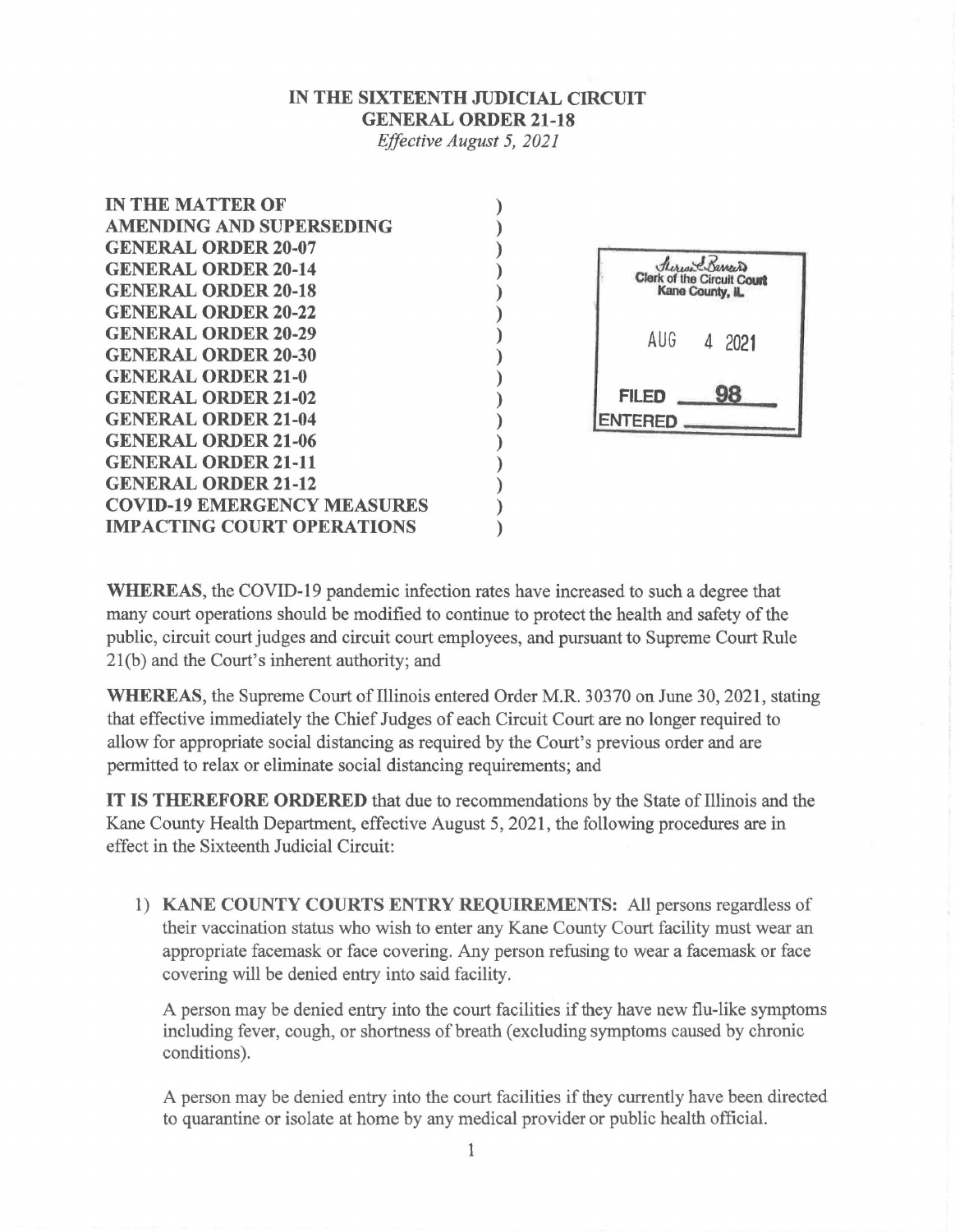**IN THE SIXTEENTH JUDICIAL CIRCUIT**
**GENERAL ORDER 21-18**
*Effective August 5, 2021*

**IN THE MATTER OF**
**AMENDING AND SUPERSEDING**
**GENERAL ORDER 20-07**
**GENERAL ORDER 20-14**
**GENERAL ORDER 20-18**
**GENERAL ORDER 20-22**
**GENERAL ORDER 20-29**
**GENERAL ORDER 20-30**
**GENERAL ORDER 21-0**
**GENERAL ORDER 21-02**
**GENERAL ORDER 21-04**
**GENERAL ORDER 21-06**
**GENERAL ORDER 21-11**
**GENERAL ORDER 21-12**
**COVID-19 EMERGENCY MEASURES**
**IMPACTING COURT OPERATIONS**

Clerk of the Circuit Court
Kane County, IL
AUG 4 2021
FILED 98
ENTERED

**WHEREAS**, the COVID-19 pandemic infection rates have increased to such a degree that many court operations should be modified to continue to protect the health and safety of the public, circuit court judges and circuit court employees, and pursuant to Supreme Court Rule 21(b) and the Court's inherent authority; and

**WHEREAS**, the Supreme Court of Illinois entered Order M.R. 30370 on June 30, 2021, stating that effective immediately the Chief Judges of each Circuit Court are no longer required to allow for appropriate social distancing as required by the Court's previous order and are permitted to relax or eliminate social distancing requirements; and

**IT IS THEREFORE ORDERED** that due to recommendations by the State of Illinois and the Kane County Health Department, effective August 5, 2021, the following procedures are in effect in the Sixteenth Judicial Circuit:

1) **KANE COUNTY COURTS ENTRY REQUIREMENTS:** All persons regardless of their vaccination status who wish to enter any Kane County Court facility must wear an appropriate facemask or face covering. Any person refusing to wear a facemask or face covering will be denied entry into said facility.

   A person may be denied entry into the court facilities if they have new flu-like symptoms including fever, cough, or shortness of breath (excluding symptoms caused by chronic conditions).

   A person may be denied entry into the court facilities if they currently have been directed to quarantine or isolate at home by any medical provider or public health official.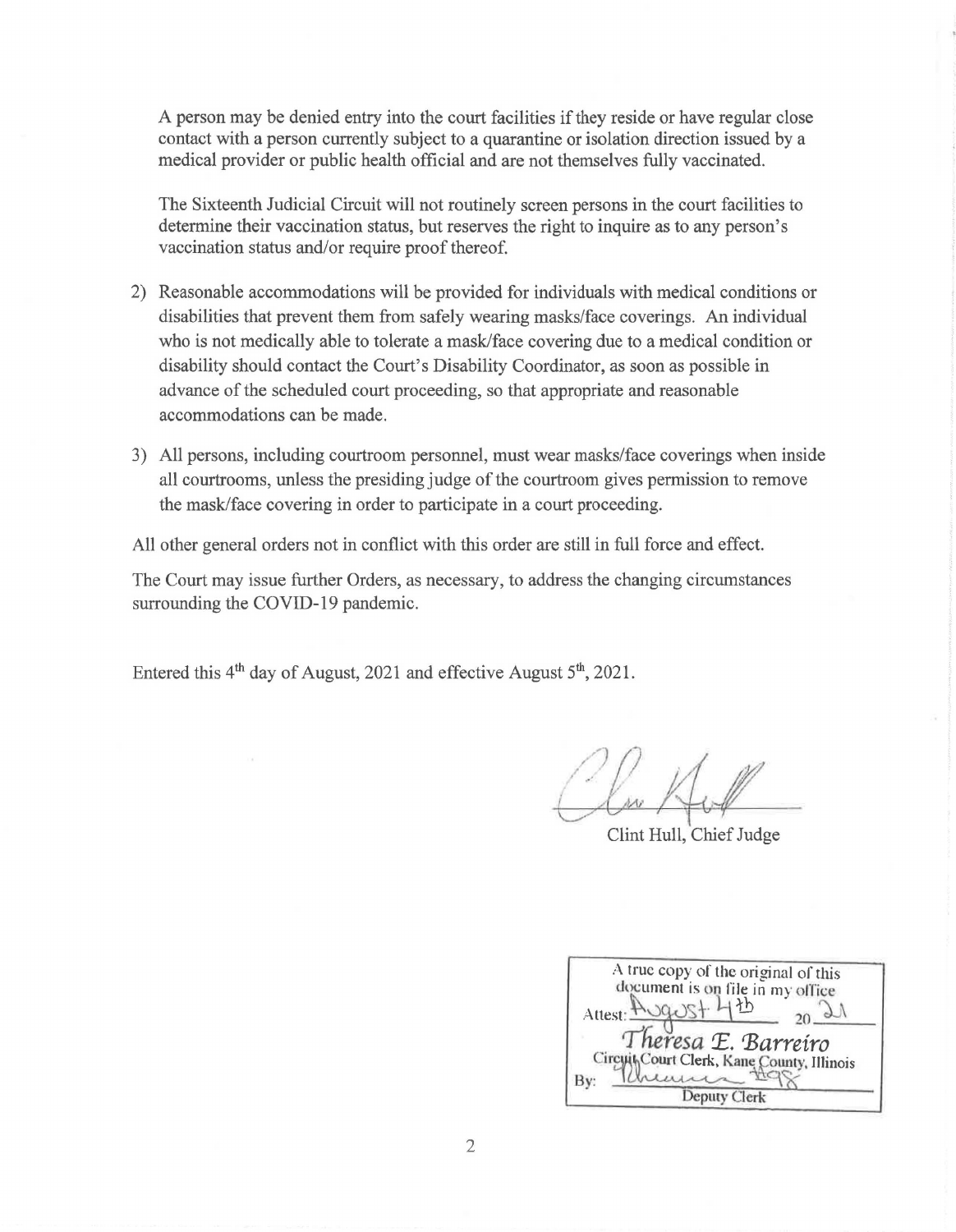A person may be denied entry into the court facilities if they reside or have regular close contact with a person currently subject to a quarantine or isolation direction issued by a medical provider or public health official and are not themselves fully vaccinated.

The Sixteenth Judicial Circuit will not routinely screen persons in the court facilities to determine their vaccination status, but reserves the right to inquire as to any person's vaccination status and/or require proof thereof.

2) Reasonable accommodations will be provided for individuals with medical conditions or disabilities that prevent them from safely wearing masks/face coverings. An individual who is not medically able to tolerate a mask/face covering due to a medical condition or disability should contact the Court's Disability Coordinator, as soon as possible in advance of the scheduled court proceeding, so that appropriate and reasonable accommodations can be made.

3) All persons, including courtroom personnel, must wear masks/face coverings when inside all courtrooms, unless the presiding judge of the courtroom gives permission to remove the mask/face covering in order to participate in a court proceeding.

All other general orders not in conflict with this order are still in full force and effect.

The Court may issue further Orders, as necessary, to address the changing circumstances surrounding the COVID-19 pandemic.

Entered this 4th day of August, 2021 and effective August 5th, 2021.

Clint Hull, Chief Judge

A true copy of the original of this document is on file in my office
Attest: August 4th 20 21
Theresa E. Barreiro
Circuit Court Clerk, Kane County, Illinois
By: Deputy Clerk